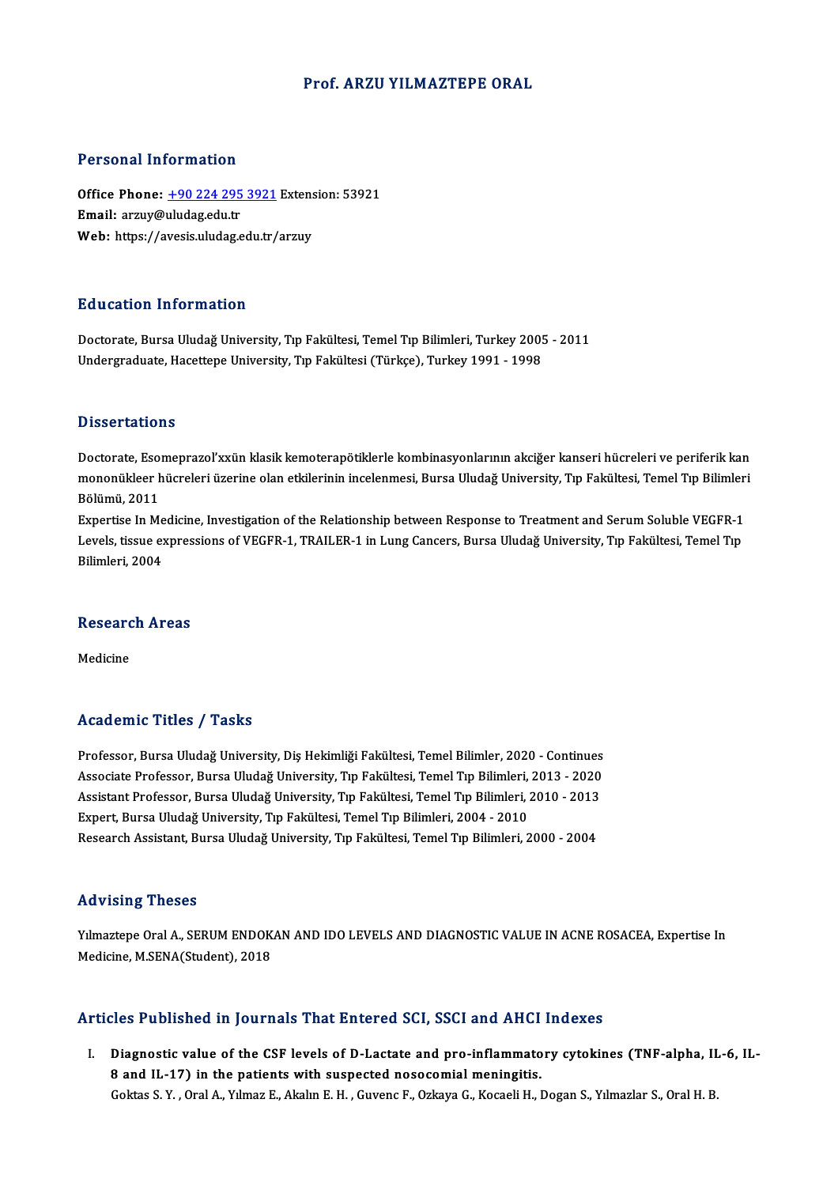# Prof. ARZU YILMAZTEPE ORAL

## Personal Information

**Office Phone:** +90 224 295 3921 Extension: 53921
**Email:** arzuy@uludag.edu.tr
**Web:** https://avesis.uludag.edu.tr/arzuy

## Education Information

Doctorate, Bursa Uludağ University, Tıp Fakültesi, Temel Tıp Bilimleri, Turkey 2005 - 2011
Undergraduate, Hacettepe University, Tıp Fakültesi (Türkçe), Turkey 1991 - 1998

## Dissertations

Doctorate, Esomeprazol'xxün klasik kemoterapötiklerle kombinasyonlarının akciğer kanseri hücreleri ve periferik kan mononükleer hücreleri üzerine olan etkilerinin incelenmesi, Bursa Uludağ University, Tıp Fakültesi, Temel Tıp Bilimleri Bölümü, 2011
Expertise In Medicine, Investigation of the Relationship between Response to Treatment and Serum Soluble VEGFR-1 Levels, tissue expressions of VEGFR-1, TRAILER-1 in Lung Cancers, Bursa Uludağ University, Tıp Fakültesi, Temel Tıp Bilimleri, 2004

## Research Areas

Medicine

## Academic Titles / Tasks

Professor, Bursa Uludağ University, Diş Hekimliği Fakültesi, Temel Bilimler, 2020 - Continues
Associate Professor, Bursa Uludağ University, Tıp Fakültesi, Temel Tıp Bilimleri, 2013 - 2020
Assistant Professor, Bursa Uludağ University, Tıp Fakültesi, Temel Tıp Bilimleri, 2010 - 2013
Expert, Bursa Uludağ University, Tıp Fakültesi, Temel Tıp Bilimleri, 2004 - 2010
Research Assistant, Bursa Uludağ University, Tıp Fakültesi, Temel Tıp Bilimleri, 2000 - 2004

## Advising Theses

Yılmaztepe Oral A., SERUM ENDOKAN AND IDO LEVELS AND DIAGNOSTIC VALUE IN ACNE ROSACEA, Expertise In Medicine, M.SENA(Student), 2018

## Articles Published in Journals That Entered SCI, SSCI and AHCI Indexes

I. **Diagnostic value of the CSF levels of D-Lactate and pro-inflammatory cytokines (TNF-alpha, IL-6, IL-8 and IL-17) in the patients with suspected nosocomial meningitis.**
Goktas S. Y. , Oral A., Yılmaz E., Akalın E. H. , Guvenc F., Ozkaya G., Kocaeli H., Dogan S., Yılmazlar S., Oral H. B.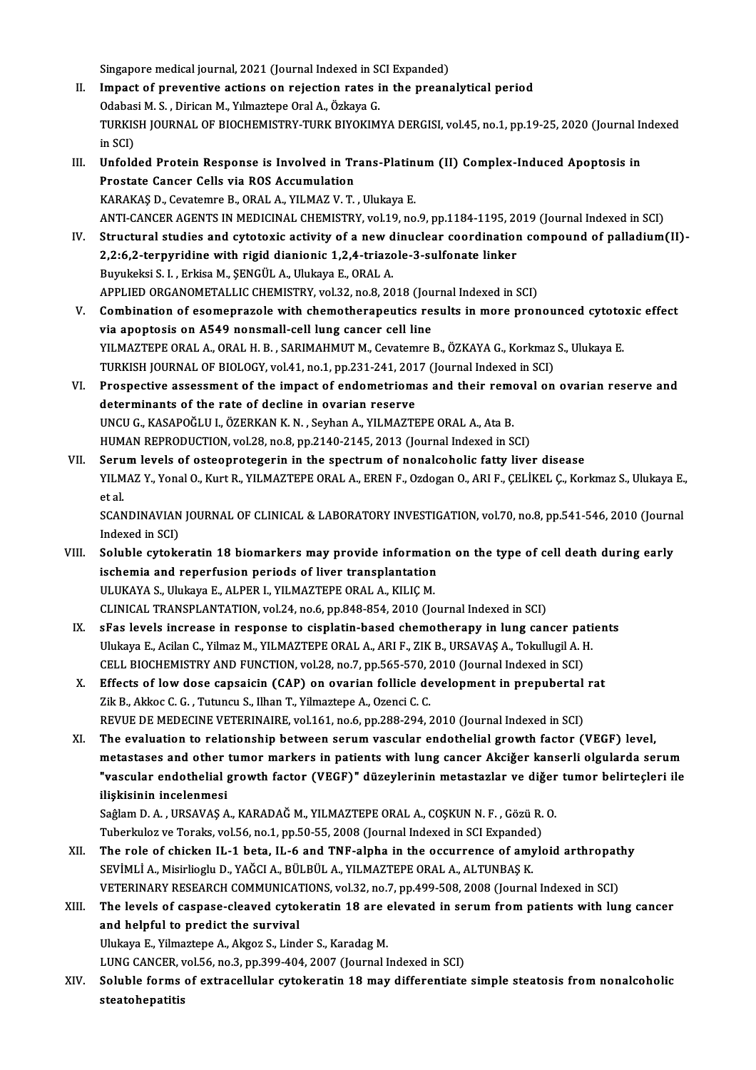Singapore medical journal, 2021 (Journal Indexed in SCI Expanded)

II. **Impact of preventive actions on rejection rates in the preanalytical period**
Odabasi M. S. , Dirican M., Yılmaztepe Oral A., Özkaya G.
TURKISH JOURNAL OF BIOCHEMISTRY-TURK BIYOKIMYA DERGISI, vol.45, no.1, pp.19-25, 2020 (Journal Indexed in SCI)

III. **Unfolded Protein Response is Involved in Trans-Platinum (II) Complex-Induced Apoptosis in Prostate Cancer Cells via ROS Accumulation**
KARAKAŞ D., Cevatemre B., ORAL A., YILMAZ V. T. , Ulukaya E.
ANTI-CANCER AGENTS IN MEDICINAL CHEMISTRY, vol.19, no.9, pp.1184-1195, 2019 (Journal Indexed in SCI)

IV. **Structural studies and cytotoxic activity of a new dinuclear coordination compound of palladium(II)-2,2:6,2-terpyridine with rigid dianionic 1,2,4-triazole-3-sulfonate linker**
Buyukeksi S. I. , Erkisa M., ŞENGÜL A., Ulukaya E., ORAL A.
APPLIED ORGANOMETALLIC CHEMISTRY, vol.32, no.8, 2018 (Journal Indexed in SCI)

V. **Combination of esomeprazole with chemotherapeutics results in more pronounced cytotoxic effect via apoptosis on A549 nonsmall-cell lung cancer cell line**
YILMAZTEPE ORAL A., ORAL H. B. , SARIMAHMUT M., Cevatemre B., ÖZKAYA G., Korkmaz S., Ulukaya E.
TURKISH JOURNAL OF BIOLOGY, vol.41, no.1, pp.231-241, 2017 (Journal Indexed in SCI)

VI. **Prospective assessment of the impact of endometriomas and their removal on ovarian reserve and determinants of the rate of decline in ovarian reserve**
UNCU G., KASAPOĞLU I., ÖZERKAN K. N. , Seyhan A., YILMAZTEPE ORAL A., Ata B.
HUMAN REPRODUCTION, vol.28, no.8, pp.2140-2145, 2013 (Journal Indexed in SCI)

VII. **Serum levels of osteoprotegerin in the spectrum of nonalcoholic fatty liver disease**
YILMAZ Y., Yonal O., Kurt R., YILMAZTEPE ORAL A., EREN F., Ozdogan O., ARI F., ÇELİKEL Ç., Korkmaz S., Ulukaya E., et al.
SCANDINAVIAN JOURNAL OF CLINICAL & LABORATORY INVESTIGATION, vol.70, no.8, pp.541-546, 2010 (Journal Indexed in SCI)

VIII. **Soluble cytokeratin 18 biomarkers may provide information on the type of cell death during early ischemia and reperfusion periods of liver transplantation**
ULUKAYA S., Ulukaya E., ALPER I., YILMAZTEPE ORAL A., KILIÇ M.
CLINICAL TRANSPLANTATION, vol.24, no.6, pp.848-854, 2010 (Journal Indexed in SCI)

IX. **sFas levels increase in response to cisplatin-based chemotherapy in lung cancer patients**
Ulukaya E., Acilan C., Yilmaz M., YILMAZTEPE ORAL A., ARI F., ZIK B., URSAVAŞ A., Tokullugil A. H.
CELL BIOCHEMISTRY AND FUNCTION, vol.28, no.7, pp.565-570, 2010 (Journal Indexed in SCI)

X. **Effects of low dose capsaicin (CAP) on ovarian follicle development in prepubertal rat**
Zik B., Akkoc C. G. , Tutuncu S., Ilhan T., Yilmaztepe A., Ozenci C. C.
REVUE DE MEDECINE VETERINAIRE, vol.161, no.6, pp.288-294, 2010 (Journal Indexed in SCI)

XI. **The evaluation to relationship between serum vascular endothelial growth factor (VEGF) level, metastases and other tumor markers in patients with lung cancer Akciğer kanserli olgularda serum "vascular endothelial growth factor (VEGF)" düzeylerinin metastazlar ve diğer tumor belirteçleri ile ilişkisinin incelenmesi**
Sağlam D. A. , URSAVAŞ A., KARADAĞ M., YILMAZTEPE ORAL A., COŞKUN N. F. , Gözü R. O.
Tuberkuloz ve Toraks, vol.56, no.1, pp.50-55, 2008 (Journal Indexed in SCI Expanded)

XII. **The role of chicken IL-1 beta, IL-6 and TNF-alpha in the occurrence of amyloid arthropathy**
SEVİMLİ A., Misirlioglu D., YAĞCI A., BÜLBÜL A., YILMAZTEPE ORAL A., ALTUNBAŞ K.
VETERINARY RESEARCH COMMUNICATIONS, vol.32, no.7, pp.499-508, 2008 (Journal Indexed in SCI)

XIII. **The levels of caspase-cleaved cytokeratin 18 are elevated in serum from patients with lung cancer and helpful to predict the survival**
Ulukaya E., Yilmaztepe A., Akgoz S., Linder S., Karadag M.
LUNG CANCER, vol.56, no.3, pp.399-404, 2007 (Journal Indexed in SCI)

XIV. **Soluble forms of extracellular cytokeratin 18 may differentiate simple steatosis from nonalcoholic steatohepatitis**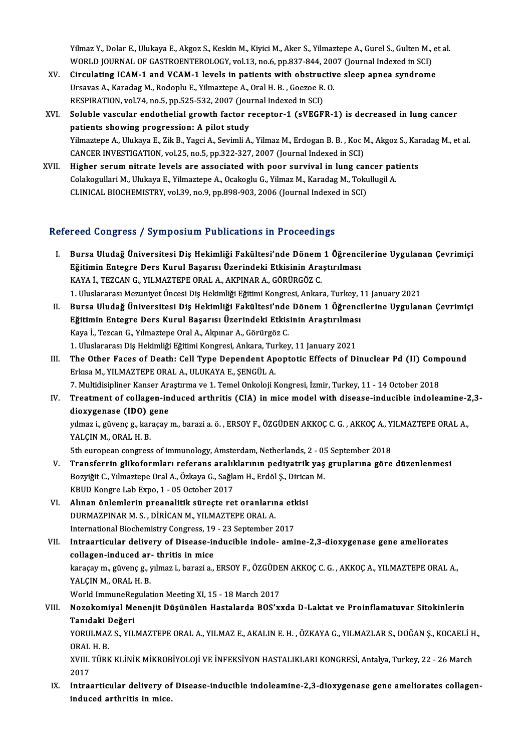Yilmaz Y., Dolar E., Ulukaya E., Akgoz S., Keskin M., Kiyici M., Aker S., Yilmaztepe A., Gurel S., Gulten M., et al.
WORLD JOURNAL OF GASTROENTEROLOGY, vol.13, no.6, pp.837-844, 2007 (Journal Indexed in SCI)

XV. **Circulating ICAM-1 and VCAM-1 levels in patients with obstructive sleep apnea syndrome**
Ursavas A., Karadag M., Rodoplu E., Yilmaztepe A., Oral H. B. , Goezoe R. O.
RESPIRATION, vol.74, no.5, pp.525-532, 2007 (Journal Indexed in SCI)

XVI. **Soluble vascular endothelial growth factor receptor-1 (sVEGFR-1) is decreased in lung cancer patients showing progression: A pilot study**
Yilmaztepe A., Ulukaya E., Zik B., Yagci A., Sevimli A., Yilmaz M., Erdogan B. B. , Koc M., Akgoz S., Karadag M., et al.
CANCER INVESTIGATION, vol.25, no.5, pp.322-327, 2007 (Journal Indexed in SCI)

XVII. **Higher serum nitrate levels are associated with poor survival in lung cancer patients**
Colakogullari M., Ulukaya E., Yilmaztepe A., Ocakoglu G., Yilmaz M., Karadag M., Tokullugil A.
CLINICAL BIOCHEMISTRY, vol.39, no.9, pp.898-903, 2006 (Journal Indexed in SCI)

## Refereed Congress / Symposium Publications in Proceedings

I. **Bursa Uludağ Üniversitesi Diş Hekimliği Fakültesi'nde Dönem 1 Öğrencilerine Uygulanan Çevrimiçi Eğitimin Entegre Ders Kurul Başarısı Üzerindeki Etkisinin Araştırılması**
KAYA İ., TEZCAN G., YILMAZTEPE ORAL A., AKPINAR A., GÖRÜRGÖZ C.
1. Uluslararası Mezuniyet Öncesi Diş Hekimliği Eğitimi Kongresi, Ankara, Turkey, 11 January 2021

II. **Bursa Uludağ Üniversitesi Diş Hekimliği Fakültesi'nde Dönem 1 Öğrencilerine Uygulanan Çevrimiçi Eğitimin Entegre Ders Kurul Başarısı Üzerindeki Etkisinin Araştırılması**
Kaya İ., Tezcan G., Yılmaztepe Oral A., Akpınar A., Görürgöz C.
1. Uluslararası Diş Hekimliği Eğitimi Kongresi, Ankara, Turkey, 11 January 2021

III. **The Other Faces of Death: Cell Type Dependent Apoptotic Effects of Dinuclear Pd (II) Compound**
Erkısa M., YILMAZTEPE ORAL A., ULUKAYA E., ŞENGÜL A.
7. Multidisipliner Kanser Araştırma ve 1. Temel Onkoloji Kongresi, İzmir, Turkey, 11 - 14 October 2018

IV. **Treatment of collagen-induced arthritis (CIA) in mice model with disease-inducible indoleamine-2,3-dioxygenase (IDO) gene**
yılmaz i., güvenç g., karaçay m., barazi a. ö. , ERSOY F., ÖZGÜDEN AKKOÇ C. G. , AKKOÇ A., YILMAZTEPE ORAL A., YALÇIN M., ORAL H. B.
5th european congress of immunology, Amsterdam, Netherlands, 2 - 05 September 2018

V. **Transferrin glikoformları referans aralıklarının pediyatrik yaş gruplarına göre düzenlenmesi**
Bozyiğit C., Yılmaztepe Oral A., Özkaya G., Sağlam H., Erdöl Ş., Dirican M.
KBUD Kongre Lab Expo, 1 - 05 October 2017

VI. **Alınan önlemlerin preanalitik süreçte ret oranlarına etkisi**
DURMAZPINAR M. S. , DİRİCAN M., YILMAZTEPE ORAL A.
International Biochemistry Congress, 19 - 23 September 2017

VII. **Intraarticular delivery of Disease-inducible indole- amine-2,3-dioxygenase gene ameliorates collagen-induced ar- thritis in mice**
karaçay m., güvenç g., yılmaz i., barazi a., ERSOY F., ÖZGÜDEN AKKOÇ C. G. , AKKOÇ A., YILMAZTEPE ORAL A., YALÇIN M., ORAL H. B.
World ImmuneRegulation Meeting XI, 15 - 18 March 2017

VIII. **Nozokomiyal Menenjit Düşünülen Hastalarda BOS'xxda D-Laktat ve Proinflamatuvar Sitokinlerin Tanıdaki Değeri**
YORULMAZ S., YILMAZTEPE ORAL A., YILMAZ E., AKALIN E. H. , ÖZKAYA G., YILMAZLAR S., DOĞAN Ş., KOCAELİ H., ORAL H. B.
XVIII. TÜRK KLİNİK MİKROBİYOLOJİ VE İNFEKSİYON HASTALIKLARI KONGRESİ, Antalya, Turkey, 22 - 26 March 2017

IX. **Intraarticular delivery of Disease-inducible indoleamine-2,3-dioxygenase gene ameliorates collagen-induced arthritis in mice.**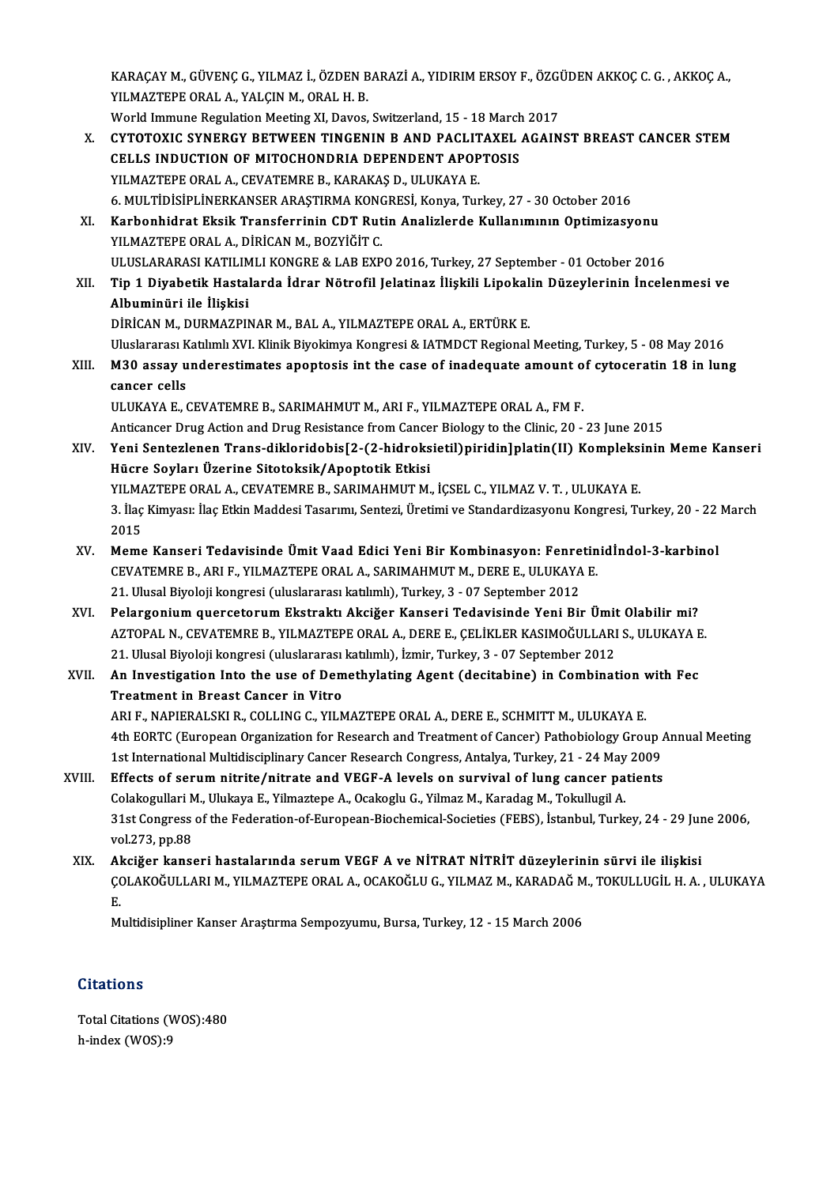KARAÇAY M., GÜVENÇ G., YILMAZ İ., ÖZDEN BARAZİ A., YIDIRIM ERSOY F., ÖZGÜDEN AKKOÇ C. G. , AKKOÇ A., YILMAZTEPE ORAL A., YALÇIN M., ORAL H. B.
World Immune Regulation Meeting XI, Davos, Switzerland, 15 - 18 March 2017

X. **CYTOTOXIC SYNERGY BETWEEN TINGENIN B AND PACLITAXEL AGAINST BREAST CANCER STEM CELLS INDUCTION OF MITOCHONDRIA DEPENDENT APOPTOSIS**
YILMAZTEPE ORAL A., CEVATEMRE B., KARAKAŞ D., ULUKAYA E.
6. MULTİDİSİPLİNERKANSER ARAŞTIRMA KONGRESİ, Konya, Turkey, 27 - 30 October 2016

XI. **Karbonhidrat Eksik Transferrinin CDT Rutin Analizlerde Kullanımının Optimizasyonu**
YILMAZTEPE ORAL A., DİRİCAN M., BOZYİĞİT C.
ULUSLARARASI KATILIMLI KONGRE & LAB EXPO 2016, Turkey, 27 September - 01 October 2016

XII. **Tip 1 Diyabetik Hastalarda İdrar Nötrofil Jelatinaz İlişkili Lipokalin Düzeylerinin İncelenmesi ve Albuminüri ile İlişkisi**
DİRİCAN M., DURMAZPINAR M., BAL A., YILMAZTEPE ORAL A., ERTÜRK E.
Uluslararası Katılımlı XVI. Klinik Biyokimya Kongresi & IATMDCT Regional Meeting, Turkey, 5 - 08 May 2016

XIII. **M30 assay underestimates apoptosis int the case of inadequate amount of cytoceratin 18 in lung cancer cells**
ULUKAYA E., CEVATEMRE B., SARIMAHMUT M., ARI F., YILMAZTEPE ORAL A., FM F.
Anticancer Drug Action and Drug Resistance from Cancer Biology to the Clinic, 20 - 23 June 2015

XIV. **Yeni Sentezlenen Trans-dikloridobis[2-(2-hidroksietil)piridin]platin(II) Kompleksinin Meme Kanseri Hücre Soyları Üzerine Sitotoksik/Apoptotik Etkisi**
YILMAZTEPE ORAL A., CEVATEMRE B., SARIMAHMUT M., İÇSEL C., YILMAZ V. T. , ULUKAYA E.
3. İlaç Kimyası: İlaç Etkin Maddesi Tasarımı, Sentezi, Üretimi ve Standardizasyonu Kongresi, Turkey, 20 - 22 March 2015

XV. **Meme Kanseri Tedavisinde Ümit Vaad Edici Yeni Bir Kombinasyon: Fenretinidİndol-3-karbinol**
CEVATEMRE B., ARI F., YILMAZTEPE ORAL A., SARIMAHMUT M., DERE E., ULUKAYA E.
21. Ulusal Biyoloji kongresi (uluslararası katılımlı), Turkey, 3 - 07 September 2012

XVI. **Pelargonium quercetorum Ekstraktı Akciğer Kanseri Tedavisinde Yeni Bir Ümit Olabilir mi?**
AZTOPAL N., CEVATEMRE B., YILMAZTEPE ORAL A., DERE E., ÇELİKLER KASIMOĞULLARI S., ULUKAYA E.
21. Ulusal Biyoloji kongresi (uluslararası katılımlı), İzmir, Turkey, 3 - 07 September 2012

XVII. **An Investigation Into the use of Demethylating Agent (decitabine) in Combination with Fec Treatment in Breast Cancer in Vitro**
ARI F., NAPIERALSKI R., COLLING C., YILMAZTEPE ORAL A., DERE E., SCHMITT M., ULUKAYA E.
4th EORTC (European Organization for Research and Treatment of Cancer) Pathobiology Group Annual Meeting 1st International Multidisciplinary Cancer Research Congress, Antalya, Turkey, 21 - 24 May 2009

XVIII. **Effects of serum nitrite/nitrate and VEGF-A levels on survival of lung cancer patients**
Colakogullari M., Ulukaya E., Yilmaztepe A., Ocakoglu G., Yilmaz M., Karadag M., Tokullugil A.
31st Congress of the Federation-of-European-Biochemical-Societies (FEBS), İstanbul, Turkey, 24 - 29 June 2006, vol.273, pp.88

XIX. **Akciğer kanseri hastalarında serum VEGF A ve NİTRAT NİTRİT düzeylerinin sürvi ile ilişkisi**
ÇOLAKOĞULLARI M., YILMAZTEPE ORAL A., OCAKOĞLU G., YILMAZ M., KARADAĞ M., TOKULLUGİL H. A. , ULUKAYA E.
Multidisipliner Kanser Araştırma Sempozyumu, Bursa, Turkey, 12 - 15 March 2006

## Citations

Total Citations (WOS):480
h-index (WOS):9